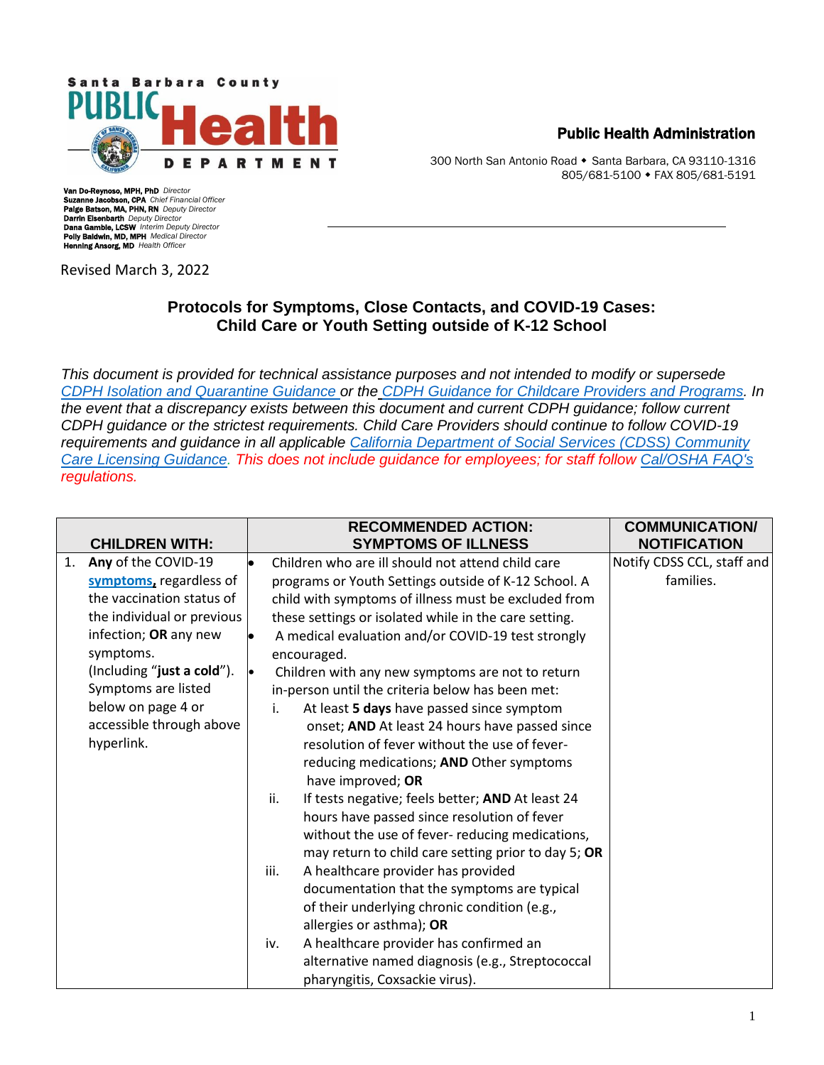Santa Barbara County PUBLIC Health DEPARTMENT

**Public Health Administration**

300 North San Antonio Road ◆ Santa Barbara, CA 93110-1316
805/681-5100 ◆ FAX 805/681-5191

**Van Do-Reynoso, MPH, PhD** *Director*
**Suzanne Jacobson, CPA** *Chief Financial Officer*
**Paige Batson, MA, PHN, RN** *Deputy Director*
**Darrin Eisenbarth** *Deputy Director*
**Dana Gamble, LCSW** *Interim Deputy Director*
**Polly Baldwin, MD, MPH** *Medical Director*
**Henning Ansorg, MD** *Health Officer*

Revised March 3, 2022

## Protocols for Symptoms, Close Contacts, and COVID-19 Cases: Child Care or Youth Setting outside of K-12 School

*This document is provided for technical assistance purposes and not intended to modify or supersede CDPH Isolation and Quarantine Guidance or the CDPH Guidance for Childcare Providers and Programs. In the event that a discrepancy exists between this document and current CDPH guidance; follow current CDPH guidance or the strictest requirements. Child Care Providers should continue to follow COVID-19 requirements and guidance in all applicable California Department of Social Services (CDSS) Community Care Licensing Guidance. This does not include guidance for employees; for staff follow Cal/OSHA FAQ's regulations.*

| CHILDREN WITH: | RECOMMENDED ACTION: SYMPTOMS OF ILLNESS | COMMUNICATION/ NOTIFICATION |
|---|---|---|
| 1. **Any** of the COVID-19 **symptoms**, regardless of the vaccination status of the individual or previous infection; **OR** any new symptoms. (Including "**just a cold**"). Symptoms are listed below on page 4 or accessible through above hyperlink. | • Children who are ill should not attend child care programs or Youth Settings outside of K-12 School. A child with symptoms of illness must be excluded from these settings or isolated while in the care setting.<br>• A medical evaluation and/or COVID-19 test strongly encouraged.<br>• Children with any new symptoms are not to return in-person until the criteria below has been met:<br>i. At least **5 days** have passed since symptom onset; **AND** At least 24 hours have passed since resolution of fever without the use of fever-reducing medications; **AND** Other symptoms have improved; **OR**<br>ii. If tests negative; feels better; **AND** At least 24 hours have passed since resolution of fever without the use of fever- reducing medications, may return to child care setting prior to day 5; **OR**<br>iii. A healthcare provider has provided documentation that the symptoms are typical of their underlying chronic condition (e.g., allergies or asthma); **OR**<br>iv. A healthcare provider has confirmed an alternative named diagnosis (e.g., Streptococcal pharyngitis, Coxsackie virus). | Notify CDSS CCL, staff and families. |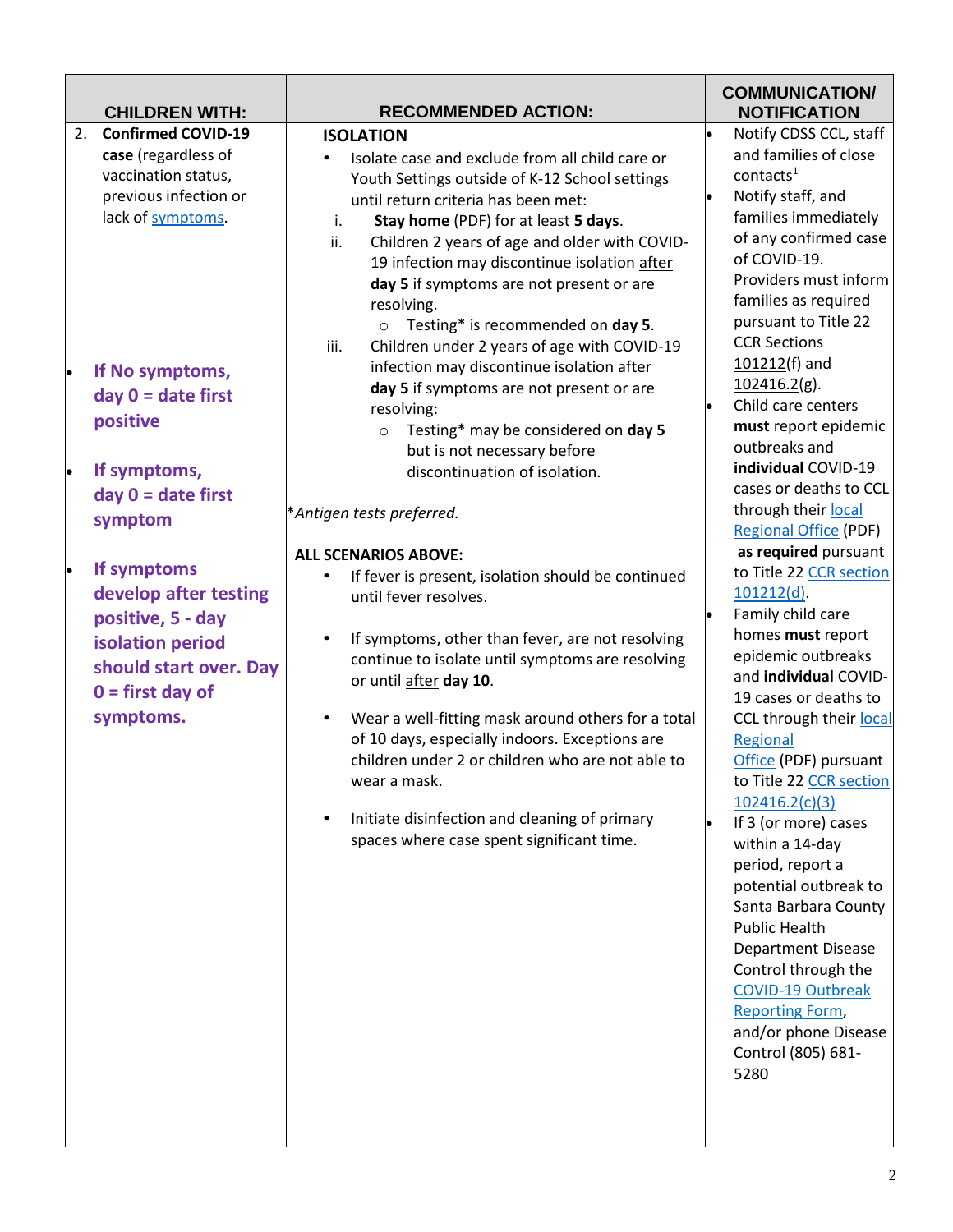| CHILDREN WITH: | RECOMMENDED ACTION: | COMMUNICATION/ NOTIFICATION |
|---|---|---|
| 2. **Confirmed COVID-19 case** (regardless of vaccination status, previous infection or lack of symptoms.<br><br>• **If No symptoms, day 0 = date first positive**<br><br>• **If symptoms, day 0 = date first symptom**<br><br>• **If symptoms develop after testing positive, 5 - day isolation period should start over. Day 0 = first day of symptoms.** | **ISOLATION**<br>• Isolate case and exclude from all child care or Youth Settings outside of K-12 School settings until return criteria has been met:<br>i. **Stay home** (PDF) for at least **5 days**.<br>ii. Children 2 years of age and older with COVID-19 infection may discontinue isolation after **day 5** if symptoms are not present or are resolving.<br>○ Testing* is recommended on **day 5**.<br>iii. Children under 2 years of age with COVID-19 infection may discontinue isolation after **day 5** if symptoms are not present or are resolving:<br>○ Testing* may be considered on **day 5** but is not necessary before discontinuation of isolation.<br><br>*Antigen tests preferred.*<br><br>**ALL SCENARIOS ABOVE:**<br>• If fever is present, isolation should be continued until fever resolves.<br>• If symptoms, other than fever, are not resolving continue to isolate until symptoms are resolving or until after **day 10**.<br>• Wear a well-fitting mask around others for a total of 10 days, especially indoors. Exceptions are children under 2 or children who are not able to wear a mask.<br>• Initiate disinfection and cleaning of primary spaces where case spent significant time. | • Notify CDSS CCL, staff and families of close contacts[1]<br>• Notify staff, and families immediately of any confirmed case of COVID-19. Providers must inform families as required pursuant to Title 22 CCR Sections 101212(f) and 102416.2(g).<br>• Child care centers **must** report epidemic outbreaks and **individual** COVID-19 cases or deaths to CCL through their local Regional Office (PDF) **as required** pursuant to Title 22 CCR section 101212(d).<br>• Family child care homes **must** report epidemic outbreaks and **individual** COVID-19 cases or deaths to CCL through their local Regional Office (PDF) pursuant to Title 22 CCR section 102416.2(c)(3)<br>• If 3 (or more) cases within a 14-day period, report a potential outbreak to Santa Barbara County Public Health Department Disease Control through the COVID-19 Outbreak Reporting Form, and/or phone Disease Control (805) 681-5280 |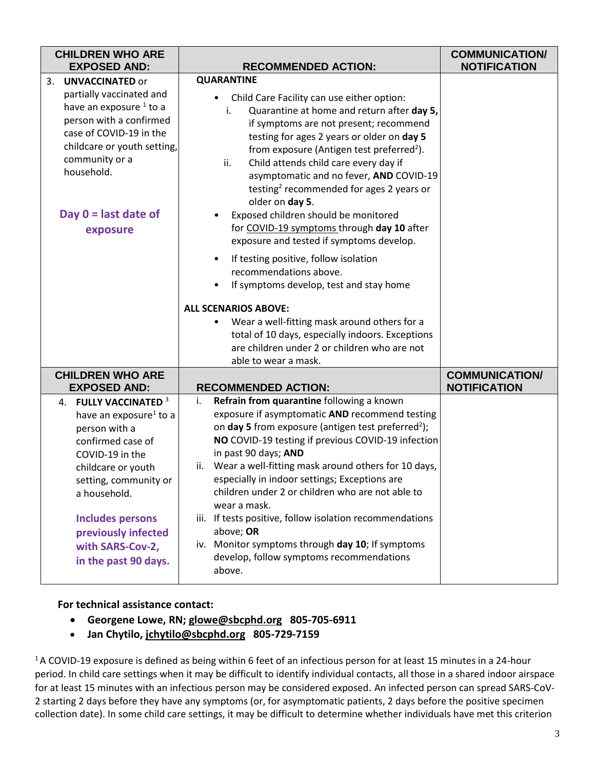| CHILDREN WHO ARE EXPOSED AND: | RECOMMENDED ACTION: | COMMUNICATION/ NOTIFICATION |
|---|---|---|
| 3. **UNVACCINATED** or partially vaccinated and have an exposure [1] to a person with a confirmed case of COVID-19 in the childcare or youth setting, community or a household.<br><br>**Day 0 = last date of exposure** | **QUARANTINE**<br>• Child Care Facility can use either option:<br>i. Quarantine at home and return after **day 5,** if symptoms are not present; recommend testing for ages 2 years or older on **day 5** from exposure (Antigen test preferred[2]).<br>ii. Child attends child care every day if asymptomatic and no fever, **AND** COVID-19 testing[2] recommended for ages 2 years or older on **day 5**.<br>• Exposed children should be monitored for COVID-19 symptoms through **day 10** after exposure and tested if symptoms develop.<br>• If testing positive, follow isolation recommendations above.<br>• If symptoms develop, test and stay home<br><br>**ALL SCENARIOS ABOVE:**<br>• Wear a well-fitting mask around others for a total of 10 days, especially indoors. Exceptions are children under 2 or children who are not able to wear a mask. | |
| **CHILDREN WHO ARE EXPOSED AND:** | **RECOMMENDED ACTION:** | **COMMUNICATION/ NOTIFICATION** |
| 4. **FULLY VACCINATED** [3] have an exposure[1] to a person with a confirmed case of COVID-19 in the childcare or youth setting, community or a household.<br><br>**Includes persons previously infected with SARS-Cov-2, in the past 90 days.** | i. **Refrain from quarantine** following a known exposure if asymptomatic **AND** recommend testing on **day 5** from exposure (antigen test preferred[2]); **NO** COVID-19 testing if previous COVID-19 infection in past 90 days; **AND**<br>ii. Wear a well-fitting mask around others for 10 days, especially in indoor settings; Exceptions are children under 2 or children who are not able to wear a mask.<br>iii. If tests positive, follow isolation recommendations above; **OR**<br>iv. Monitor symptoms through **day 10**; If symptoms develop, follow symptoms recommendations above. | |

**For technical assistance contact:**

- **Georgene Lowe, RN; glowe@sbcphd.org 805-705-6911**
- **Jan Chytilo, jchytilo@sbcphd.org 805-729-7159**

[1] A COVID-19 exposure is defined as being within 6 feet of an infectious person for at least 15 minutes in a 24-hour period. In child care settings when it may be difficult to identify individual contacts, all those in a shared indoor airspace for at least 15 minutes with an infectious person may be considered exposed. An infected person can spread SARS-CoV-2 starting 2 days before they have any symptoms (or, for asymptomatic patients, 2 days before the positive specimen collection date). In some child care settings, it may be difficult to determine whether individuals have met this criterion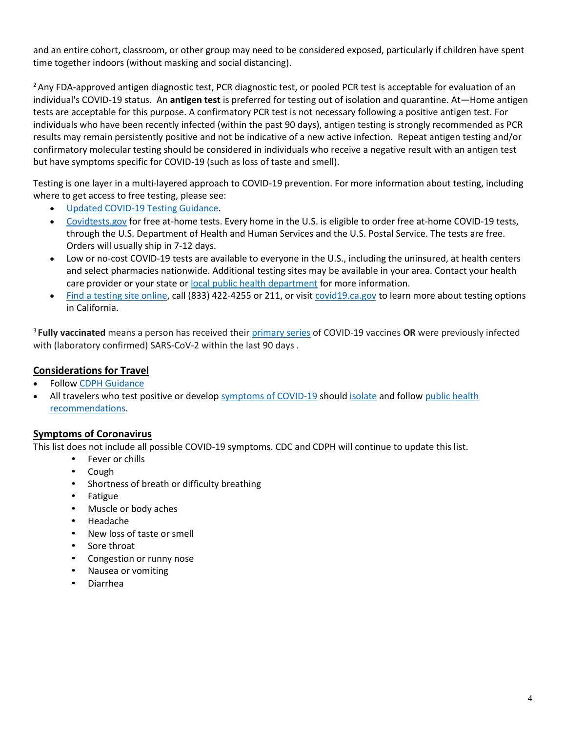and an entire cohort, classroom, or other group may need to be considered exposed, particularly if children have spent time together indoors (without masking and social distancing).

[2] Any FDA-approved antigen diagnostic test, PCR diagnostic test, or pooled PCR test is acceptable for evaluation of an individual's COVID-19 status. An **antigen test** is preferred for testing out of isolation and quarantine. At—Home antigen tests are acceptable for this purpose. A confirmatory PCR test is not necessary following a positive antigen test. For individuals who have been recently infected (within the past 90 days), antigen testing is strongly recommended as PCR results may remain persistently positive and not be indicative of a new active infection. Repeat antigen testing and/or confirmatory molecular testing should be considered in individuals who receive a negative result with an antigen test but have symptoms specific for COVID-19 (such as loss of taste and smell).

Testing is one layer in a multi-layered approach to COVID-19 prevention. For more information about testing, including where to get access to free testing, please see:

- Updated COVID-19 Testing Guidance.
- Covidtests.gov for free at-home tests. Every home in the U.S. is eligible to order free at-home COVID-19 tests, through the U.S. Department of Health and Human Services and the U.S. Postal Service. The tests are free. Orders will usually ship in 7-12 days.
- Low or no-cost COVID-19 tests are available to everyone in the U.S., including the uninsured, at health centers and select pharmacies nationwide. Additional testing sites may be available in your area. Contact your health care provider or your state or local public health department for more information.
- Find a testing site online, call (833) 422-4255 or 211, or visit covid19.ca.gov to learn more about testing options in California.

[3] **Fully vaccinated** means a person has received their primary series of COVID-19 vaccines **OR** were previously infected with (laboratory confirmed) SARS-CoV-2 within the last 90 days .

## Considerations for Travel

- Follow CDPH Guidance
- All travelers who test positive or develop symptoms of COVID-19 should isolate and follow public health recommendations.

## Symptoms of Coronavirus

This list does not include all possible COVID-19 symptoms. CDC and CDPH will continue to update this list.

- Fever or chills
- Cough
- Shortness of breath or difficulty breathing
- Fatigue
- Muscle or body aches
- Headache
- New loss of taste or smell
- Sore throat
- Congestion or runny nose
- Nausea or vomiting
- Diarrhea